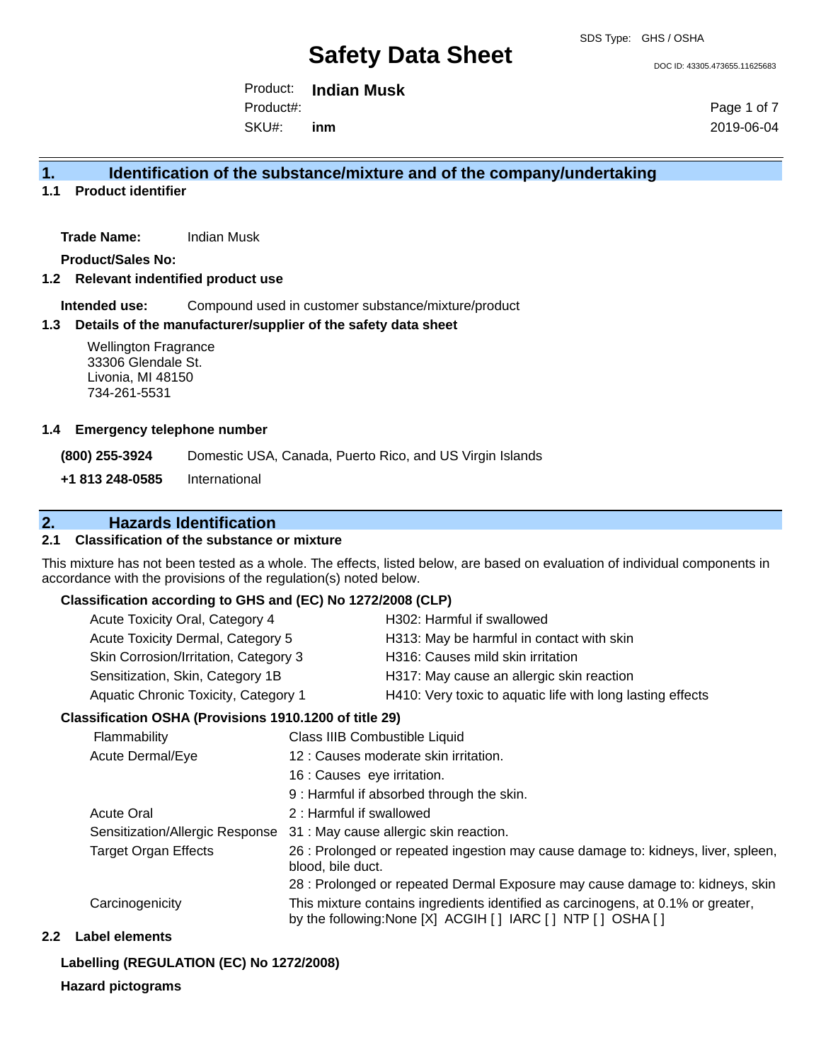SDS Type: GHS / OSHA

# Safety Data Sheet

DOC ID: 43305.473655.11625683

Product: **Indian Musk**
Product#:
SKU#: **inm**

2019-06-04

## 1. Identification of the substance/mixture and of the company/undertaking

### 1.1 Product identifier

**Trade Name:** Indian Musk

**Product/Sales No:**

### 1.2 Relevant indentified product use

**Intended use:** Compound used in customer substance/mixture/product

### 1.3 Details of the manufacturer/supplier of the safety data sheet

Wellington Fragrance
33306 Glendale St.
Livonia, MI 48150
734-261-5531

### 1.4 Emergency telephone number

**(800) 255-3924** Domestic USA, Canada, Puerto Rico, and US Virgin Islands

**+1 813 248-0585** International

## 2. Hazards Identification

### 2.1 Classification of the substance or mixture

This mixture has not been tested as a whole. The effects, listed below, are based on evaluation of individual components in accordance with the provisions of the regulation(s) noted below.

**Classification according to GHS and (EC) No 1272/2008 (CLP)**

| | |
|---|---|
| Acute Toxicity Oral, Category 4 | H302: Harmful if swallowed |
| Acute Toxicity Dermal, Category 5 | H313: May be harmful in contact with skin |
| Skin Corrosion/Irritation, Category 3 | H316: Causes mild skin irritation |
| Sensitization, Skin, Category 1B | H317: May cause an allergic skin reaction |
| Aquatic Chronic Toxicity, Category 1 | H410: Very toxic to aquatic life with long lasting effects |

**Classification OSHA (Provisions 1910.1200 of title 29)**

| | |
|---|---|
| Flammability | Class IIIB Combustible Liquid |
| Acute Dermal/Eye | 12 : Causes moderate skin irritation. |
| | 16 : Causes eye irritation. |
| | 9 : Harmful if absorbed through the skin. |
| Acute Oral | 2 : Harmful if swallowed |
| Sensitization/Allergic Response | 31 : May cause allergic skin reaction. |
| Target Organ Effects | 26 : Prolonged or repeated ingestion may cause damage to: kidneys, liver, spleen, blood, bile duct. |
| | 28 : Prolonged or repeated Dermal Exposure may cause damage to: kidneys, skin |
| Carcinogenicity | This mixture contains ingredients identified as carcinogens, at 0.1% or greater, by the following:None [X] ACGIH [ ] IARC [ ] NTP [ ] OSHA [ ] |

### 2.2 Label elements

**Labelling (REGULATION (EC) No 1272/2008)**

**Hazard pictograms**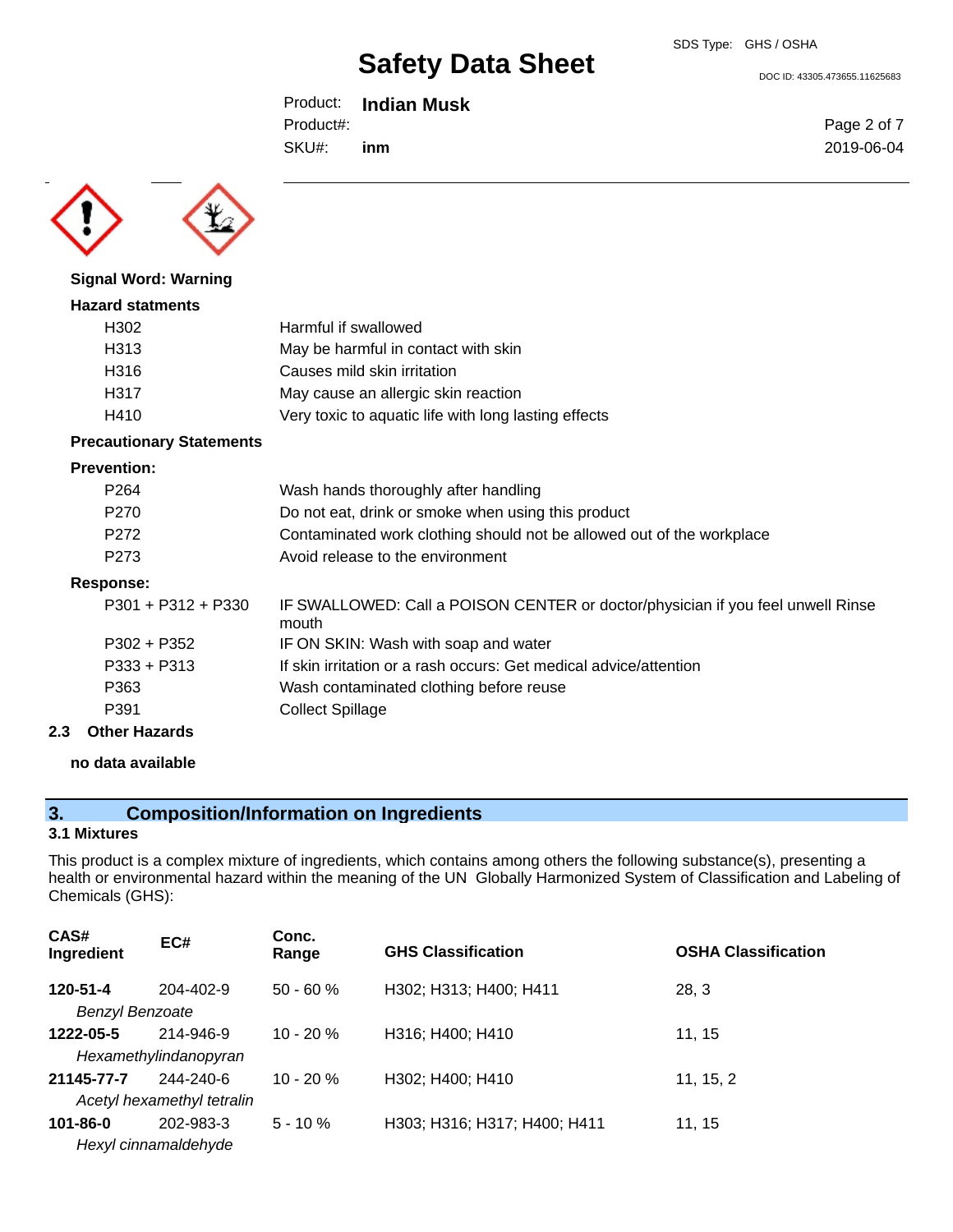**Signal Word: Warning**

**Hazard statments**

| | |
|---|---|
| H302 | Harmful if swallowed |
| H313 | May be harmful in contact with skin |
| H316 | Causes mild skin irritation |
| H317 | May cause an allergic skin reaction |
| H410 | Very toxic to aquatic life with long lasting effects |

**Precautionary Statements**

**Prevention:**

| | |
|---|---|
| P264 | Wash hands thoroughly after handling |
| P270 | Do not eat, drink or smoke when using this product |
| P272 | Contaminated work clothing should not be allowed out of the workplace |
| P273 | Avoid release to the environment |

**Response:**

| | |
|---|---|
| P301 + P312 + P330 | IF SWALLOWED: Call a POISON CENTER or doctor/physician if you feel unwell Rinse mouth |
| P302 + P352 | IF ON SKIN: Wash with soap and water |
| P333 + P313 | If skin irritation or a rash occurs: Get medical advice/attention |
| P363 | Wash contaminated clothing before reuse |
| P391 | Collect Spillage |

**2.3 Other Hazards**

**no data available**

## 3. Composition/Information on Ingredients

### 3.1 Mixtures

This product is a complex mixture of ingredients, which contains among others the following substance(s), presenting a health or environmental hazard within the meaning of the UN Globally Harmonized System of Classification and Labeling of Chemicals (GHS):

| CAS# Ingredient | EC# | Conc. Range | GHS Classification | OSHA Classification |
|---|---|---|---|---|
| **120-51-4** *Benzyl Benzoate* | 204-402-9 | 50 - 60 % | H302; H313; H400; H411 | 28, 3 |
| **1222-05-5** *Hexamethylindanopyran* | 214-946-9 | 10 - 20 % | H316; H400; H410 | 11, 15 |
| **21145-77-7** *Acetyl hexamethyl tetralin* | 244-240-6 | 10 - 20 % | H302; H400; H410 | 11, 15, 2 |
| **101-86-0** *Hexyl cinnamaldehyde* | 202-983-3 | 5 - 10 % | H303; H316; H317; H400; H411 | 11, 15 |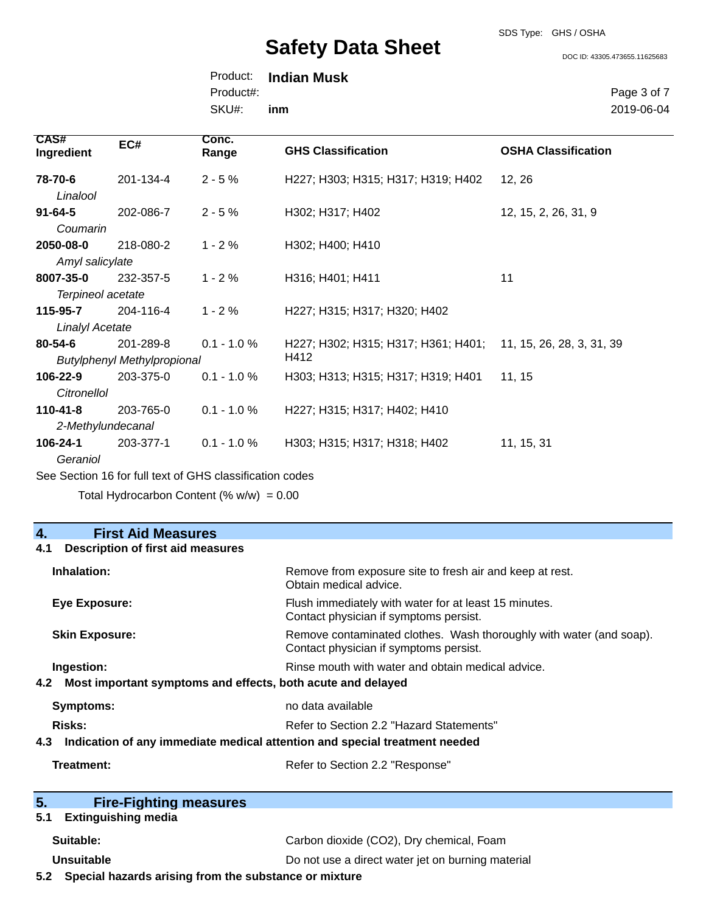| CAS# Ingredient | EC# | Conc. Range | GHS Classification | OSHA Classification |
| --- | --- | --- | --- | --- |
| **78-70-6** *Linalool* | 201-134-4 | 2 - 5 % | H227; H303; H315; H317; H319; H402 | 12, 26 |
| **91-64-5** *Coumarin* | 202-086-7 | 2 - 5 % | H302; H317; H402 | 12, 15, 2, 26, 31, 9 |
| **2050-08-0** *Amyl salicylate* | 218-080-2 | 1 - 2 % | H302; H400; H410 | |
| **8007-35-0** *Terpineol acetate* | 232-357-5 | 1 - 2 % | H316; H401; H411 | 11 |
| **115-95-7** *Linalyl Acetate* | 204-116-4 | 1 - 2 % | H227; H315; H317; H320; H402 | |
| **80-54-6** *Butylphenyl Methylpropional* | 201-289-8 | 0.1 - 1.0 % | H227; H302; H315; H317; H361; H401; H412 | 11, 15, 26, 28, 3, 31, 39 |
| **106-22-9** *Citronellol* | 203-375-0 | 0.1 - 1.0 % | H303; H313; H315; H317; H319; H401 | 11, 15 |
| **110-41-8** *2-Methylundecanal* | 203-765-0 | 0.1 - 1.0 % | H227; H315; H317; H402; H410 | |
| **106-24-1** *Geraniol* | 203-377-1 | 0.1 - 1.0 % | H303; H315; H317; H318; H402 | 11, 15, 31 |

See Section 16 for full text of GHS classification codes

Total Hydrocarbon Content (% w/w) = 0.00

## 4. First Aid Measures

### 4.1 Description of first aid measures

**Inhalation:** Remove from exposure site to fresh air and keep at rest. Obtain medical advice.

**Eye Exposure:** Flush immediately with water for at least 15 minutes. Contact physician if symptoms persist.

**Skin Exposure:** Remove contaminated clothes. Wash thoroughly with water (and soap). Contact physician if symptoms persist.

**Ingestion:** Rinse mouth with water and obtain medical advice.

### 4.2 Most important symptoms and effects, both acute and delayed

**Symptoms:** no data available

**Risks:** Refer to Section 2.2 "Hazard Statements"

### 4.3 Indication of any immediate medical attention and special treatment needed

**Treatment:** Refer to Section 2.2 "Response"

## 5. Fire-Fighting measures

### 5.1 Extinguishing media

**Suitable:** Carbon dioxide ($CO_2$), Dry chemical, Foam

**Unsuitable** Do not use a direct water jet on burning material

### 5.2 Special hazards arising from the substance or mixture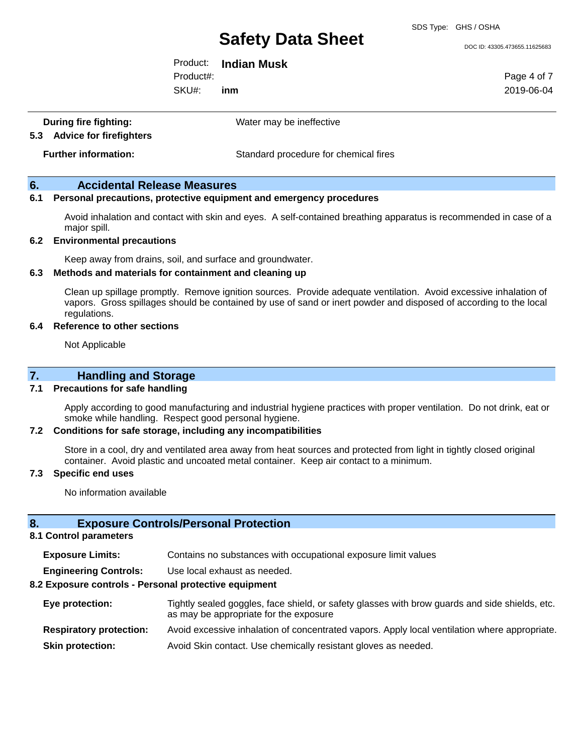**During fire fighting:** Water may be ineffective

### 5.3 Advice for firefighters

**Further information:** Standard procedure for chemical fires

## 6. Accidental Release Measures

### 6.1 Personal precautions, protective equipment and emergency procedures

Avoid inhalation and contact with skin and eyes. A self-contained breathing apparatus is recommended in case of a major spill.

### 6.2 Environmental precautions

Keep away from drains, soil, and surface and groundwater.

### 6.3 Methods and materials for containment and cleaning up

Clean up spillage promptly. Remove ignition sources. Provide adequate ventilation. Avoid excessive inhalation of vapors. Gross spillages should be contained by use of sand or inert powder and disposed of according to the local regulations.

### 6.4 Reference to other sections

Not Applicable

## 7. Handling and Storage

### 7.1 Precautions for safe handling

Apply according to good manufacturing and industrial hygiene practices with proper ventilation. Do not drink, eat or smoke while handling. Respect good personal hygiene.

### 7.2 Conditions for safe storage, including any incompatibilities

Store in a cool, dry and ventilated area away from heat sources and protected from light in tightly closed original container. Avoid plastic and uncoated metal container. Keep air contact to a minimum.

### 7.3 Specific end uses

No information available

## 8. Exposure Controls/Personal Protection

### 8.1 Control parameters

**Exposure Limits:** Contains no substances with occupational exposure limit values

**Engineering Controls:** Use local exhaust as needed.

### 8.2 Exposure controls - Personal protective equipment

**Eye protection:** Tightly sealed goggles, face shield, or safety glasses with brow guards and side shields, etc. as may be appropriate for the exposure

**Respiratory protection:** Avoid excessive inhalation of concentrated vapors. Apply local ventilation where appropriate.

**Skin protection:** Avoid Skin contact. Use chemically resistant gloves as needed.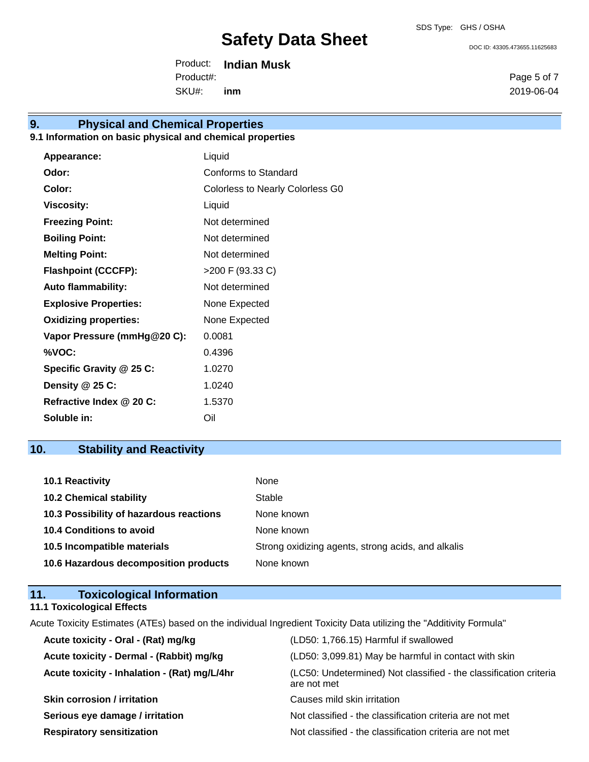## 9. Physical and Chemical Properties

### 9.1 Information on basic physical and chemical properties

| | |
|---|---|
| **Appearance:** | Liquid |
| **Odor:** | Conforms to Standard |
| **Color:** | Colorless to Nearly Colorless G0 |
| **Viscosity:** | Liquid |
| **Freezing Point:** | Not determined |
| **Boiling Point:** | Not determined |
| **Melting Point:** | Not determined |
| **Flashpoint (CCCFP):** | >200 F (93.33 C) |
| **Auto flammability:** | Not determined |
| **Explosive Properties:** | None Expected |
| **Oxidizing properties:** | None Expected |
| **Vapor Pressure (mmHg@20 C):** | 0.0081 |
| **%VOC:** | 0.4396 |
| **Specific Gravity @ 25 C:** | 1.0270 |
| **Density @ 25 C:** | 1.0240 |
| **Refractive Index @ 20 C:** | 1.5370 |
| **Soluble in:** | Oil |

## 10. Stability and Reactivity

| | |
|---|---|
| **10.1 Reactivity** | None |
| **10.2 Chemical stability** | Stable |
| **10.3 Possibility of hazardous reactions** | None known |
| **10.4 Conditions to avoid** | None known |
| **10.5 Incompatible materials** | Strong oxidizing agents, strong acids, and alkalis |
| **10.6 Hazardous decomposition products** | None known |

## 11. Toxicological Information

### 11.1 Toxicological Effects

Acute Toxicity Estimates (ATEs) based on the individual Ingredient Toxicity Data utilizing the "Additivity Formula"

| | |
|---|---|
| **Acute toxicity - Oral - (Rat) mg/kg** | (LD50: 1,766.15) Harmful if swallowed |
| **Acute toxicity - Dermal - (Rabbit) mg/kg** | (LD50: 3,099.81) May be harmful in contact with skin |
| **Acute toxicity - Inhalation - (Rat) mg/L/4hr** | (LC50: Undetermined) Not classified - the classification criteria are not met |
| **Skin corrosion / irritation** | Causes mild skin irritation |
| **Serious eye damage / irritation** | Not classified - the classification criteria are not met |
| **Respiratory sensitization** | Not classified - the classification criteria are not met |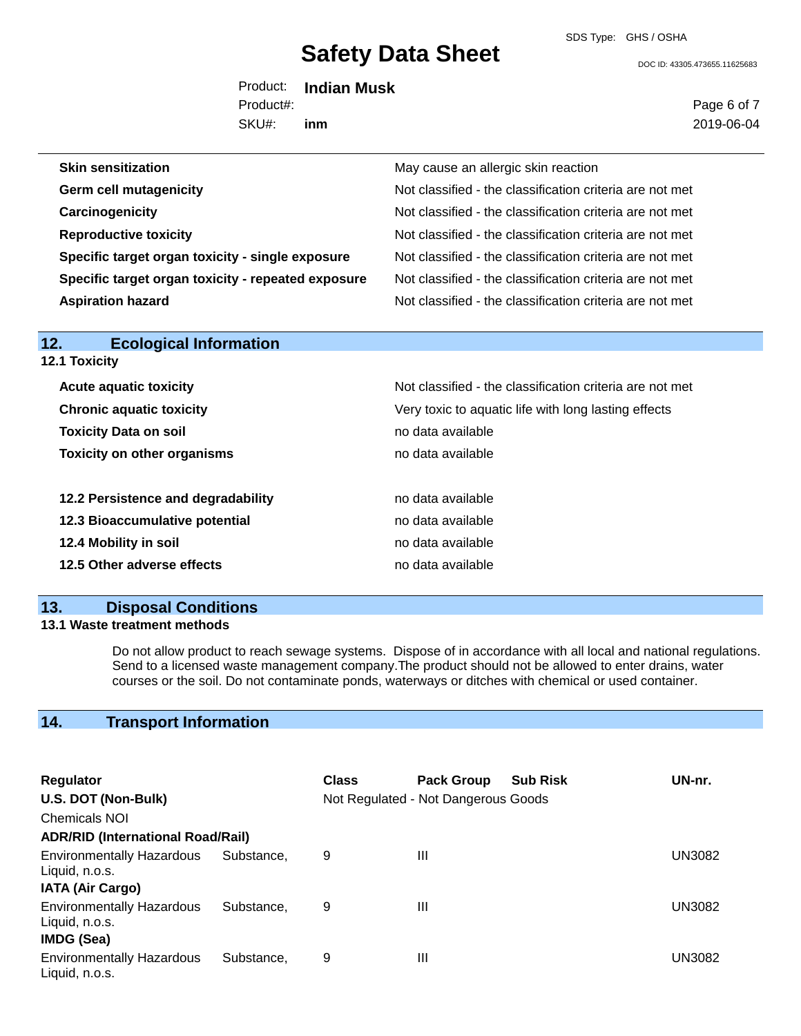| | |
|---|---|
| **Skin sensitization** | May cause an allergic skin reaction |
| **Germ cell mutagenicity** | Not classified - the classification criteria are not met |
| **Carcinogenicity** | Not classified - the classification criteria are not met |
| **Reproductive toxicity** | Not classified - the classification criteria are not met |
| **Specific target organ toxicity - single exposure** | Not classified - the classification criteria are not met |
| **Specific target organ toxicity - repeated exposure** | Not classified - the classification criteria are not met |
| **Aspiration hazard** | Not classified - the classification criteria are not met |

## 12. Ecological Information

### 12.1 Toxicity

| | |
|---|---|
| **Acute aquatic toxicity** | Not classified - the classification criteria are not met |
| **Chronic aquatic toxicity** | Very toxic to aquatic life with long lasting effects |
| **Toxicity Data on soil** | no data available |
| **Toxicity on other organisms** | no data available |

| | |
|---|---|
| **12.2 Persistence and degradability** | no data available |
| **12.3 Bioaccumulative potential** | no data available |
| **12.4 Mobility in soil** | no data available |
| **12.5 Other adverse effects** | no data available |

## 13. Disposal Conditions

### 13.1 Waste treatment methods

Do not allow product to reach sewage systems. Dispose of in accordance with all local and national regulations. Send to a licensed waste management company.The product should not be allowed to enter drains, water courses or the soil. Do not contaminate ponds, waterways or ditches with chemical or used container.

## 14. Transport Information

| Regulator | Class | Pack Group | Sub Risk | UN-nr. |
|---|---|---|---|---|
| **U.S. DOT (Non-Bulk)** | Not Regulated - Not Dangerous Goods | | | |
| Chemicals NOI | | | | |
| **ADR/RID (International Road/Rail)** | | | | |
| Environmentally Hazardous Substance, Liquid, n.o.s. | 9 | III | | UN3082 |
| **IATA (Air Cargo)** | | | | |
| Environmentally Hazardous Substance, Liquid, n.o.s. | 9 | III | | UN3082 |
| **IMDG (Sea)** | | | | |
| Environmentally Hazardous Substance, Liquid, n.o.s. | 9 | III | | UN3082 |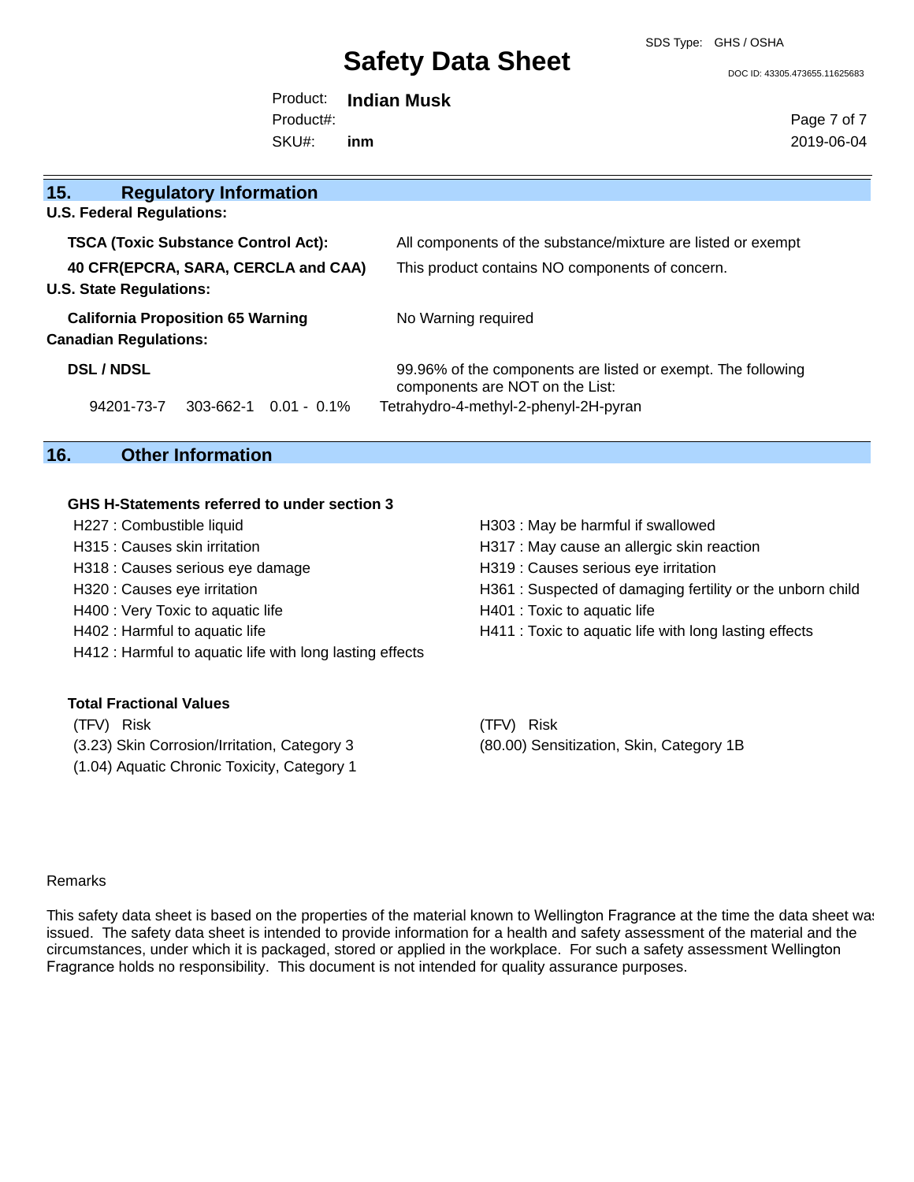## 15. Regulatory Information

**U.S. Federal Regulations:**

| | |
|---|---|
| **TSCA (Toxic Substance Control Act):** | All components of the substance/mixture are listed or exempt |
| **40 CFR(EPCRA, SARA, CERCLA and CAA)** | This product contains NO components of concern. |

**U.S. State Regulations:**

| | |
|---|---|
| **California Proposition 65 Warning** | No Warning required |

**Canadian Regulations:**

**DSL / NDSL** — 99.96% of the components are listed or exempt. The following components are NOT on the List:

| | | | |
|---|---|---|---|
| 94201-73-7 | 303-662-1 | 0.01 - 0.1% | Tetrahydro-4-methyl-2-phenyl-2H-pyran |

## 16. Other Information

**GHS H-Statements referred to under section 3**

- H227 : Combustible liquid
- H303 : May be harmful if swallowed
- H315 : Causes skin irritation
- H317 : May cause an allergic skin reaction
- H318 : Causes serious eye damage
- H319 : Causes serious eye irritation
- H320 : Causes eye irritation
- H361 : Suspected of damaging fertility or the unborn child
- H400 : Very Toxic to aquatic life
- H401 : Toxic to aquatic life
- H402 : Harmful to aquatic life
- H411 : Toxic to aquatic life with long lasting effects
- H412 : Harmful to aquatic life with long lasting effects

**Total Fractional Values**

| (TFV) | Risk |
|---|---|
| (3.23) | Skin Corrosion/Irritation, Category 3 |
| (80.00) | Sensitization, Skin, Category 1B |
| (1.04) | Aquatic Chronic Toxicity, Category 1 |

Remarks

This safety data sheet is based on the properties of the material known to Wellington Fragrance at the time the data sheet was issued. The safety data sheet is intended to provide information for a health and safety assessment of the material and the circumstances, under which it is packaged, stored or applied in the workplace. For such a safety assessment Wellington Fragrance holds no responsibility. This document is not intended for quality assurance purposes.